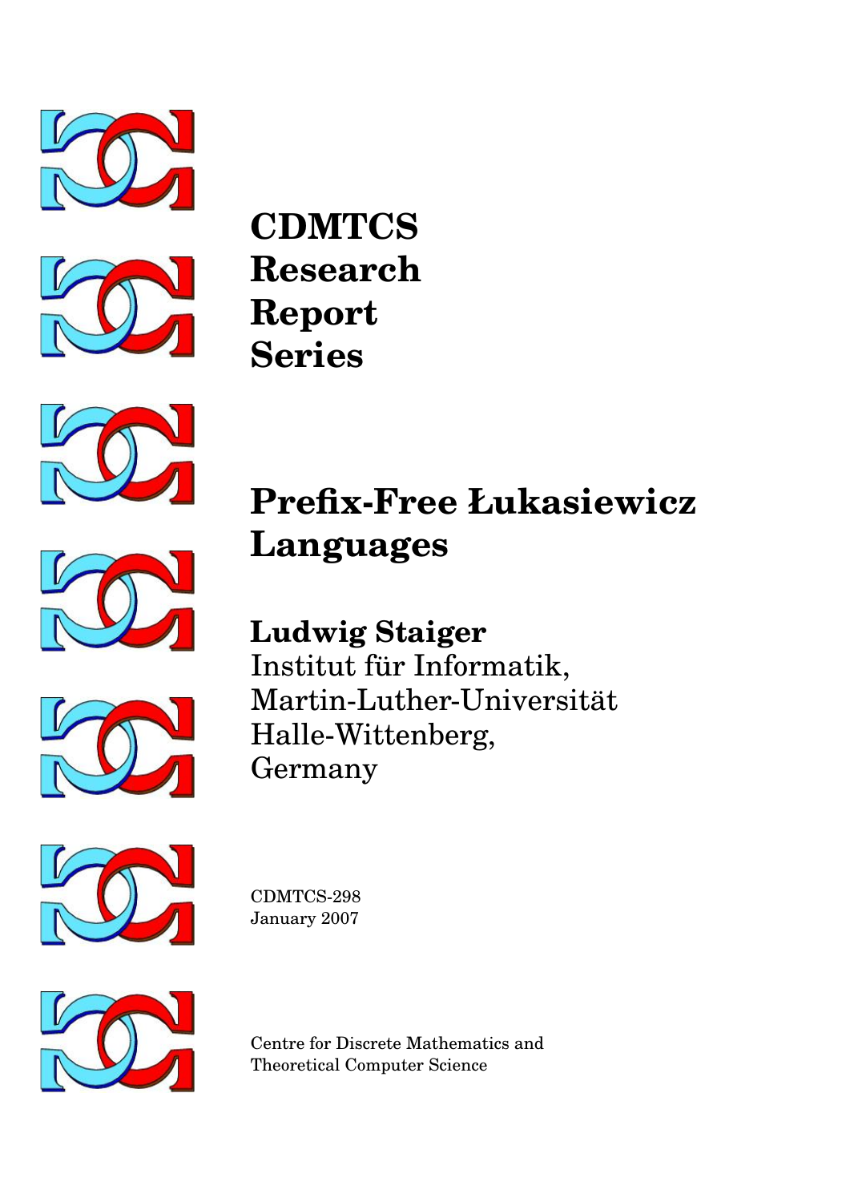**CDMTCS**
**Research**
**Report**
**Series**

# Prefix-Free Łukasiewicz Languages

**Ludwig Staiger**
Institut für Informatik,
Martin-Luther-Universität
Halle-Wittenberg,
Germany

CDMTCS-298
January 2007

Centre for Discrete Mathematics and
Theoretical Computer Science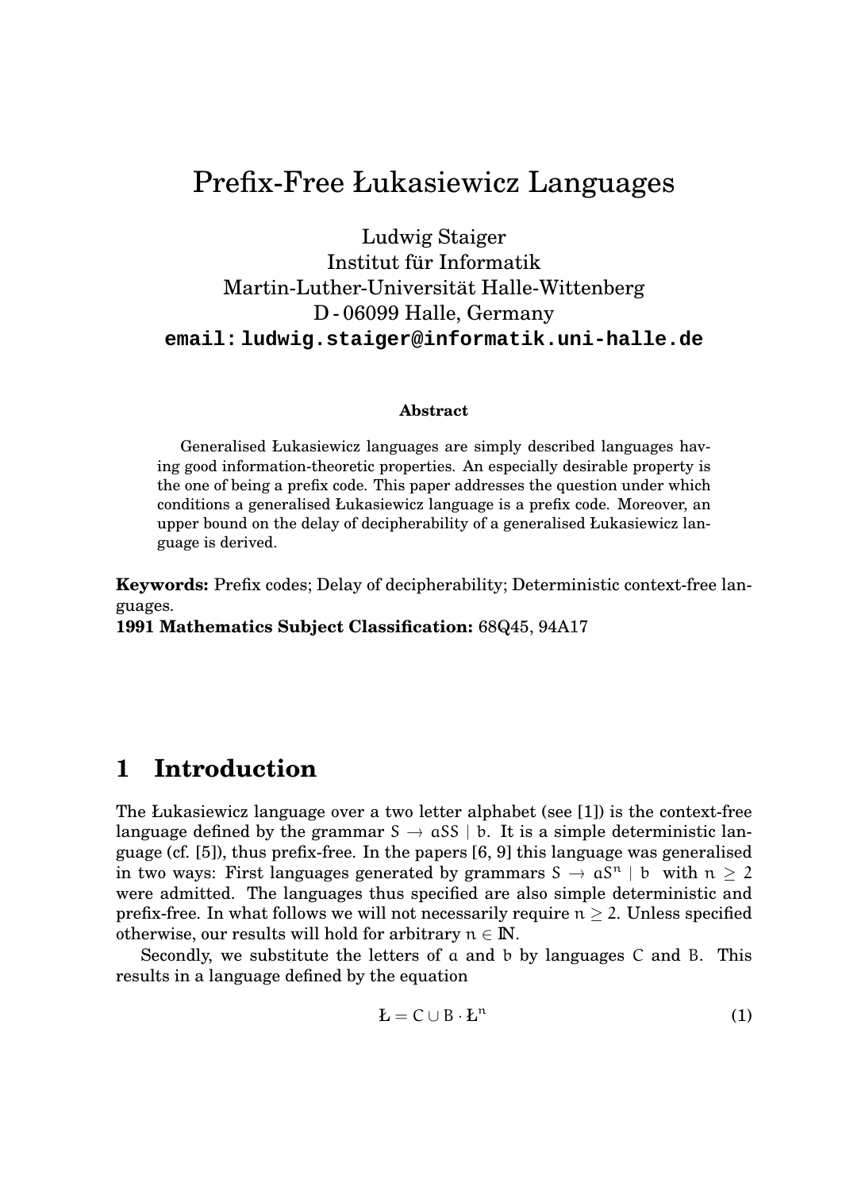# Prefix-Free Łukasiewicz Languages

Ludwig Staiger
Institut für Informatik
Martin-Luther-Universität Halle-Wittenberg
D - 06099 Halle, Germany
**email: ludwig.staiger@informatik.uni-halle.de**

### Abstract

Generalised Łukasiewicz languages are simply described languages having good information-theoretic properties. An especially desirable property is the one of being a prefix code. This paper addresses the question under which conditions a generalised Łukasiewicz language is a prefix code. Moreover, an upper bound on the delay of decipherability of a generalised Łukasiewicz language is derived.

**Keywords:** Prefix codes; Delay of decipherability; Deterministic context-free languages.
**1991 Mathematics Subject Classification:** 68Q45, 94A17

## 1 Introduction

The Łukasiewicz language over a two letter alphabet (see [1]) is the context-free language defined by the grammar $S \to aSS \mid b$. It is a simple deterministic language (cf. [5]), thus prefix-free. In the papers [6, 9] this language was generalised in two ways: First languages generated by grammars $S \to aS^n \mid b$ with $n \geq 2$ were admitted. The languages thus specified are also simple deterministic and prefix-free. In what follows we will not necessarily require $n \geq 2$. Unless specified otherwise, our results will hold for arbitrary $n \in \mathbb{N}$.

Secondly, we substitute the letters of $a$ and $b$ by languages $C$ and $B$. This results in a language defined by the equation

$$Ł = C \cup B \cdot Ł^n \tag{1}$$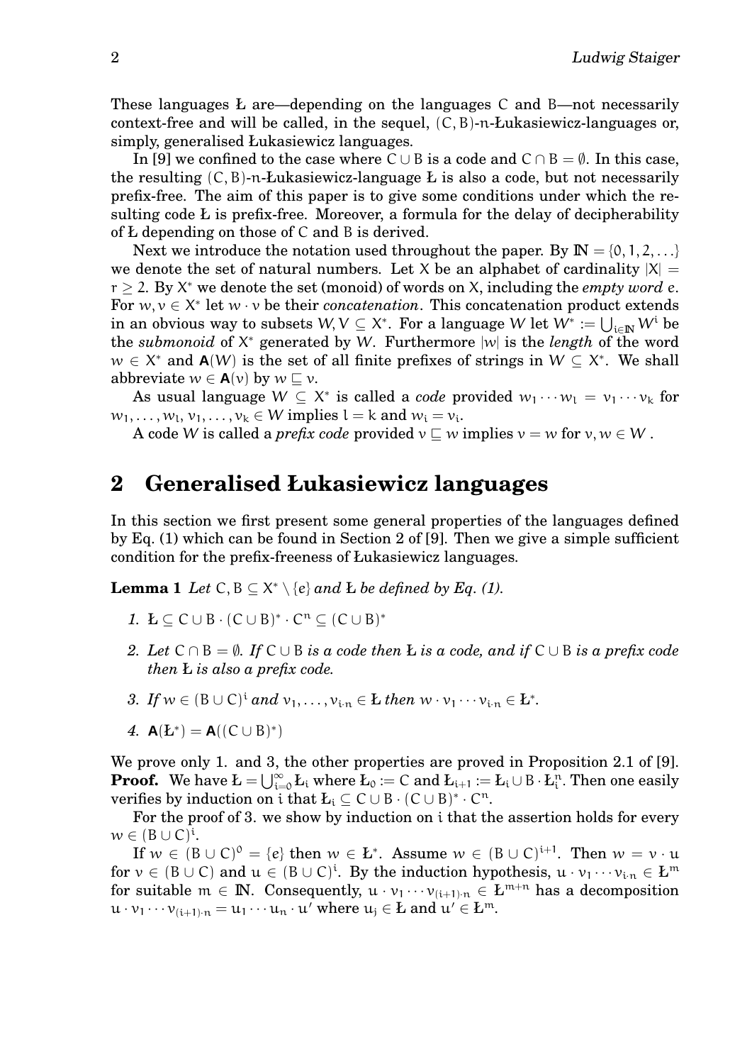These languages Ł are—depending on the languages C and B—not necessarily context-free and will be called, in the sequel, $(C, B)$-$n$-Łukasiewicz-languages or, simply, generalised Łukasiewicz languages.

In [9] we confined to the case where $C \cup B$ is a code and $C \cap B = \emptyset$. In this case, the resulting $(C, B)$-$n$-Łukasiewicz-language Ł is also a code, but not necessarily prefix-free. The aim of this paper is to give some conditions under which the resulting code Ł is prefix-free. Moreover, a formula for the delay of decipherability of Ł depending on those of C and B is derived.

Next we introduce the notation used throughout the paper. By $\mathbb{N} = \{0, 1, 2, \ldots\}$ we denote the set of natural numbers. Let X be an alphabet of cardinality $|X| = r \geq 2$. By $X^*$ we denote the set (monoid) of words on X, including the *empty word* $e$. For $w, v \in X^*$ let $w \cdot v$ be their *concatenation*. This concatenation product extends in an obvious way to subsets $W, V \subseteq X^*$. For a language W let $W^* := \bigcup_{i \in \mathbb{N}} W^i$ be the *submonoid* of $X^*$ generated by W. Furthermore $|w|$ is the *length* of the word $w \in X^*$ and $\mathbf{A}(W)$ is the set of all finite prefixes of strings in $W \subseteq X^*$. We shall abbreviate $w \in \mathbf{A}(v)$ by $w \sqsubseteq v$.

As usual language $W \subseteq X^*$ is called a *code* provided $w_1 \cdots w_l = v_1 \cdots v_k$ for $w_1, \ldots, w_l, v_1, \ldots, v_k \in W$ implies $l = k$ and $w_i = v_i$.

A code W is called a *prefix code* provided $v \sqsubseteq w$ implies $v = w$ for $v, w \in W$.

## 2 Generalised Łukasiewicz languages

In this section we first present some general properties of the languages defined by Eq. (1) which can be found in Section 2 of [9]. Then we give a simple sufficient condition for the prefix-freeness of Łukasiewicz languages.

**Lemma 1** *Let $C, B \subseteq X^* \setminus \{e\}$ and Ł be defined by Eq. (1).*

1. $Ł \subseteq C \cup B \cdot (C \cup B)^* \cdot C^n \subseteq (C \cup B)^*$
2. *Let $C \cap B = \emptyset$. If $C \cup B$ is a code then Ł is a code, and if $C \cup B$ is a prefix code then Ł is also a prefix code.*
3. *If $w \in (B \cup C)^i$ and $v_1, \ldots, v_{i \cdot n} \in Ł$ then $w \cdot v_1 \cdots v_{i \cdot n} \in Ł^*$.*
4. $\mathbf{A}(Ł^*) = \mathbf{A}((C \cup B)^*)$

We prove only 1. and 3, the other properties are proved in Proposition 2.1 of [9].

**Proof.** We have $Ł = \bigcup_{i=0}^{\infty} Ł_i$ where $Ł_0 := C$ and $Ł_{i+1} := Ł_i \cup B \cdot Ł_i^n$. Then one easily verifies by induction on $i$ that $Ł_i \subseteq C \cup B \cdot (C \cup B)^* \cdot C^n$.

For the proof of 3. we show by induction on $i$ that the assertion holds for every $w \in (B \cup C)^i$.

If $w \in (B \cup C)^0 = \{e\}$ then $w \in Ł^*$. Assume $w \in (B \cup C)^{i+1}$. Then $w = v \cdot u$ for $v \in (B \cup C)$ and $u \in (B \cup C)^i$. By the induction hypothesis, $u \cdot v_1 \cdots v_{i \cdot n} \in Ł^m$ for suitable $m \in \mathbb{N}$. Consequently, $u \cdot v_1 \cdots v_{(i+1) \cdot n} \in Ł^{m+n}$ has a decomposition $u \cdot v_1 \cdots v_{(i+1) \cdot n} = u_1 \cdots u_n \cdot u'$ where $u_j \in Ł$ and $u' \in Ł^m$.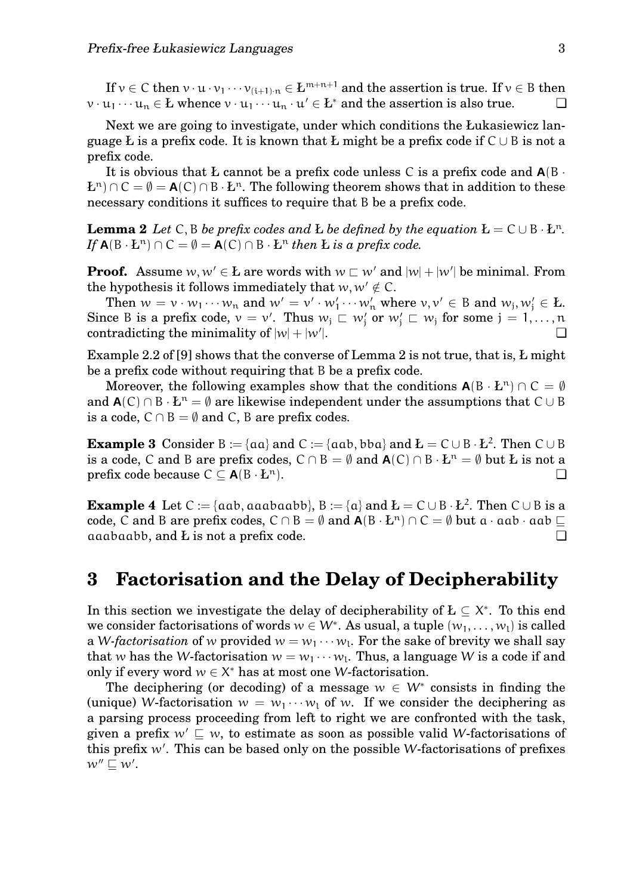If $v \in C$ then $v \cdot u \cdot v_1 \cdots v_{(i+1)\cdot n} \in Ł^{m+n+1}$ and the assertion is true. If $v \in B$ then $v \cdot u_1 \cdots u_n \in Ł$ whence $v \cdot u_1 \cdots u_n \cdot u' \in Ł^*$ and the assertion is also true. ❑

Next we are going to investigate, under which conditions the Łukasiewicz language Ł is a prefix code. It is known that Ł might be a prefix code if $C \cup B$ is not a prefix code.

It is obvious that Ł cannot be a prefix code unless $C$ is a prefix code and $\mathbf{A}(B \cdot Ł^n) \cap C = \emptyset = \mathbf{A}(C) \cap B \cdot Ł^n$. The following theorem shows that in addition to these necessary conditions it suffices to require that $B$ be a prefix code.

**Lemma 2** *Let $C, B$ be prefix codes and Ł be defined by the equation $Ł = C \cup B \cdot Ł^n$. If $\mathbf{A}(B \cdot Ł^n) \cap C = \emptyset = \mathbf{A}(C) \cap B \cdot Ł^n$ then Ł is a prefix code.*

**Proof.** Assume $w, w' \in Ł$ are words with $w \sqsubset w'$ and $|w| + |w'|$ be minimal. From the hypothesis it follows immediately that $w, w' \notin C$.

Then $w = v \cdot w_1 \cdots w_n$ and $w' = v' \cdot w'_1 \cdots w'_n$ where $v, v' \in B$ and $w_j, w'_j \in Ł$. Since $B$ is a prefix code, $v = v'$. Thus $w_j \sqsubset w'_j$ or $w'_j \sqsubset w_j$ for some $j = 1, \ldots, n$ contradicting the minimality of $|w| + |w'|$. ❑

Example 2.2 of [9] shows that the converse of Lemma 2 is not true, that is, Ł might be a prefix code without requiring that $B$ be a prefix code.

Moreover, the following examples show that the conditions $\mathbf{A}(B \cdot Ł^n) \cap C = \emptyset$ and $\mathbf{A}(C) \cap B \cdot Ł^n = \emptyset$ are likewise independent under the assumptions that $C \cup B$ is a code, $C \cap B = \emptyset$ and $C, B$ are prefix codes.

**Example 3** Consider $B := \{aa\}$ and $C := \{aab, bba\}$ and $Ł = C \cup B \cdot Ł^2$. Then $C \cup B$ is a code, $C$ and $B$ are prefix codes, $C \cap B = \emptyset$ and $\mathbf{A}(C) \cap B \cdot Ł^n = \emptyset$ but Ł is not a prefix code because $C \subseteq \mathbf{A}(B \cdot Ł^n)$. ❑

**Example 4** Let $C := \{aab, aaabaabb\}$, $B := \{a\}$ and $Ł = C \cup B \cdot Ł^2$. Then $C \cup B$ is a code, $C$ and $B$ are prefix codes, $C \cap B = \emptyset$ and $\mathbf{A}(B \cdot Ł^n) \cap C = \emptyset$ but $a \cdot aab \cdot aab \sqsubseteq aaabaabb$, and Ł is not a prefix code. ❑

# 3 Factorisation and the Delay of Decipherability

In this section we investigate the delay of decipherability of $Ł \subseteq X^*$. To this end we consider factorisations of words $w \in W^*$. As usual, a tuple $(w_1, \ldots, w_l)$ is called a *W-factorisation* of $w$ provided $w = w_1 \cdots w_l$. For the sake of brevity we shall say that $w$ has the $W$-factorisation $w = w_1 \cdots w_l$. Thus, a language $W$ is a code if and only if every word $w \in X^*$ has at most one $W$-factorisation.

The deciphering (or decoding) of a message $w \in W^*$ consists in finding the (unique) $W$-factorisation $w = w_1 \cdots w_l$ of $w$. If we consider the deciphering as a parsing process proceeding from left to right we are confronted with the task, given a prefix $w' \sqsubseteq w$, to estimate as soon as possible valid $W$-factorisations of this prefix $w'$. This can be based only on the possible $W$-factorisations of prefixes $w'' \sqsubseteq w'$.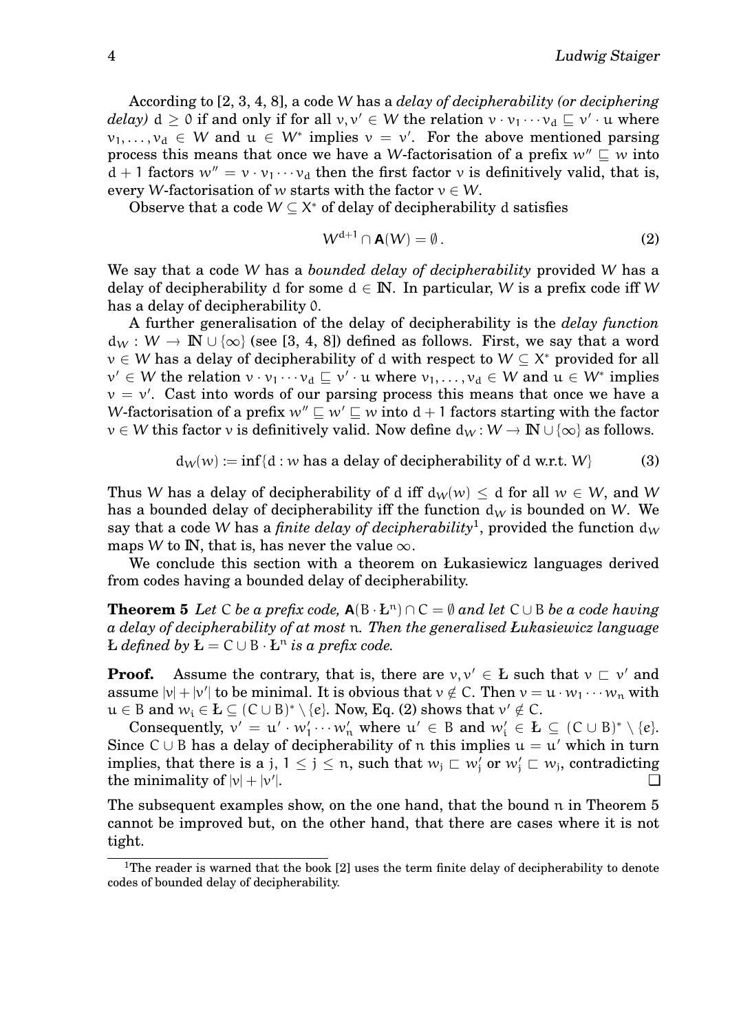According to [2, 3, 4, 8], a code $W$ has a *delay of decipherability (or deciphering delay)* $d \geq 0$ if and only if for all $v, v' \in W$ the relation $v \cdot v_1 \cdots v_d \sqsubseteq v' \cdot u$ where $v_1, \ldots, v_d \in W$ and $u \in W^*$ implies $v = v'$. For the above mentioned parsing process this means that once we have a $W$-factorisation of a prefix $w'' \sqsubseteq w$ into $d+1$ factors $w'' = v \cdot v_1 \cdots v_d$ then the first factor $v$ is definitively valid, that is, every $W$-factorisation of $w$ starts with the factor $v \in W$.

Observe that a code $W \subseteq X^*$ of delay of decipherability $d$ satisfies

$$W^{d+1} \cap \mathbf{A}(W) = \emptyset\,. \tag{2}$$

We say that a code $W$ has a *bounded delay of decipherability* provided $W$ has a delay of decipherability $d$ for some $d \in \mathbb{N}$. In particular, $W$ is a prefix code iff $W$ has a delay of decipherability $0$.

A further generalisation of the delay of decipherability is the *delay function* $d_W : W \to \mathbb{N} \cup \{\infty\}$ (see [3, 4, 8]) defined as follows. First, we say that a word $v \in W$ has a delay of decipherability of $d$ with respect to $W \subseteq X^*$ provided for all $v' \in W$ the relation $v \cdot v_1 \cdots v_d \sqsubseteq v' \cdot u$ where $v_1, \ldots, v_d \in W$ and $u \in W^*$ implies $v = v'$. Cast into words of our parsing process this means that once we have a $W$-factorisation of a prefix $w'' \sqsubseteq w' \sqsubseteq w$ into $d+1$ factors starting with the factor $v \in W$ this factor $v$ is definitively valid. Now define $d_W : W \to \mathbb{N} \cup \{\infty\}$ as follows.

$$d_W(w) := \inf\{d : w \text{ has a delay of decipherability of } d \text{ w.r.t. } W\} \tag{3}$$

Thus $W$ has a delay of decipherability of $d$ iff $d_W(w) \leq d$ for all $w \in W$, and $W$ has a bounded delay of decipherability iff the function $d_W$ is bounded on $W$. We say that a code $W$ has a *finite delay of decipherability*[1], provided the function $d_W$ maps $W$ to $\mathbb{N}$, that is, has never the value $\infty$.

We conclude this section with a theorem on Łukasiewicz languages derived from codes having a bounded delay of decipherability.

**Theorem 5** *Let $C$ be a prefix code, $\mathbf{A}(B \cdot Ł^n) \cap C = \emptyset$ and let $C \cup B$ be a code having a delay of decipherability of at most $n$. Then the generalised Łukasiewicz language $Ł$ defined by $Ł = C \cup B \cdot Ł^n$ is a prefix code.*

**Proof.** Assume the contrary, that is, there are $v, v' \in Ł$ such that $v \sqsubset v'$ and assume $|v| + |v'|$ to be minimal. It is obvious that $v \notin C$. Then $v = u \cdot w_1 \cdots w_n$ with $u \in B$ and $w_i \in Ł \subseteq (C \cup B)^* \setminus \{e\}$. Now, Eq. (2) shows that $v' \notin C$.

Consequently, $v' = u' \cdot w'_1 \cdots w'_n$ where $u' \in B$ and $w'_i \in Ł \subseteq (C \cup B)^* \setminus \{e\}$. Since $C \cup B$ has a delay of decipherability of $n$ this implies $u = u'$ which in turn implies, that there is a $j$, $1 \leq j \leq n$, such that $w_j \sqsubset w'_j$ or $w'_j \sqsubset w_j$, contradicting the minimality of $|v| + |v'|$. ❑

The subsequent examples show, on the one hand, that the bound $n$ in Theorem 5 cannot be improved but, on the other hand, that there are cases where it is not tight.

---

[1] The reader is warned that the book [2] uses the term finite delay of decipherability to denote codes of bounded delay of decipherability.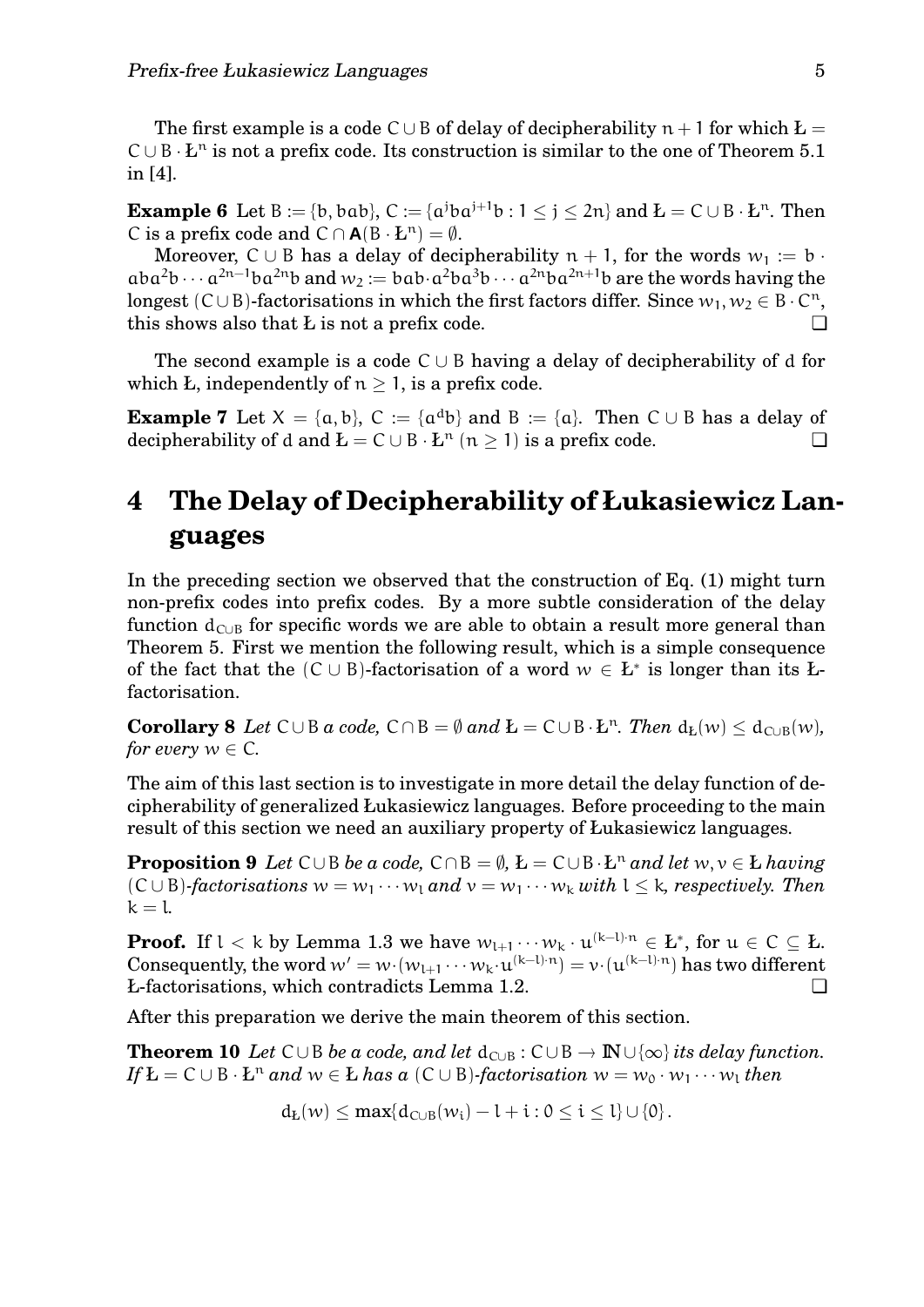The first example is a code $C \cup B$ of delay of decipherability $n+1$ for which $Ł = C \cup B \cdot Ł^n$ is not a prefix code. Its construction is similar to the one of Theorem 5.1 in [4].

**Example 6** Let $B := \{b, bab\}$, $C := \{a^j b a^{j+1} b : 1 \leq j \leq 2n\}$ and $Ł = C \cup B \cdot Ł^n$. Then $C$ is a prefix code and $C \cap \mathbf{A}(B \cdot Ł^n) = \emptyset$.

Moreover, $C \cup B$ has a delay of decipherability $n+1$, for the words $w_1 := b \cdot aba^2b \cdots a^{2n-1}ba^{2n}b$ and $w_2 := bab \cdot a^2ba^3b \cdots a^{2n}ba^{2n+1}b$ are the words having the longest $(C \cup B)$-factorisations in which the first factors differ. Since $w_1, w_2 \in B \cdot C^n$, this shows also that $Ł$ is not a prefix code. ❑

The second example is a code $C \cup B$ having a delay of decipherability of $d$ for which $Ł$, independently of $n \geq 1$, is a prefix code.

**Example 7** Let $X = \{a, b\}$, $C := \{a^d b\}$ and $B := \{a\}$. Then $C \cup B$ has a delay of decipherability of $d$ and $Ł = C \cup B \cdot Ł^n$ $(n \geq 1)$ is a prefix code. ❑

# 4 The Delay of Decipherability of Łukasiewicz Languages

In the preceding section we observed that the construction of Eq. (1) might turn non-prefix codes into prefix codes. By a more subtle consideration of the delay function $d_{C \cup B}$ for specific words we are able to obtain a result more general than Theorem 5. First we mention the following result, which is a simple consequence of the fact that the $(C \cup B)$-factorisation of a word $w \in Ł^*$ is longer than its $Ł$-factorisation.

**Corollary 8** *Let $C \cup B$ a code, $C \cap B = \emptyset$ and $Ł = C \cup B \cdot Ł^n$. Then $d_Ł(w) \leq d_{C \cup B}(w)$, for every $w \in C$.*

The aim of this last section is to investigate in more detail the delay function of decipherability of generalized Łukasiewicz languages. Before proceeding to the main result of this section we need an auxiliary property of Łukasiewicz languages.

**Proposition 9** *Let $C \cup B$ be a code, $C \cap B = \emptyset$, $Ł = C \cup B \cdot Ł^n$ and let $w, v \in Ł$ having $(C \cup B)$-factorisations $w = w_1 \cdots w_l$ and $v = w_1 \cdots w_k$ with $l \leq k$, respectively. Then $k = l$.*

**Proof.** If $l < k$ by Lemma 1.3 we have $w_{l+1} \cdots w_k \cdot u^{(k-l) \cdot n} \in Ł^*$, for $u \in C \subseteq Ł$. Consequently, the word $w' = w \cdot (w_{l+1} \cdots w_k \cdot u^{(k-l) \cdot n}) = v \cdot (u^{(k-l) \cdot n})$ has two different $Ł$-factorisations, which contradicts Lemma 1.2. ❑

After this preparation we derive the main theorem of this section.

**Theorem 10** *Let $C \cup B$ be a code, and let $d_{C \cup B} : C \cup B \to \mathbb{N} \cup \{\infty\}$ its delay function. If $Ł = C \cup B \cdot Ł^n$ and $w \in Ł$ has a $(C \cup B)$-factorisation $w = w_0 \cdot w_1 \cdots w_l$ then*

$$d_Ł(w) \leq \max\{d_{C \cup B}(w_i) - l + i : 0 \leq i \leq l\} \cup \{0\}.$$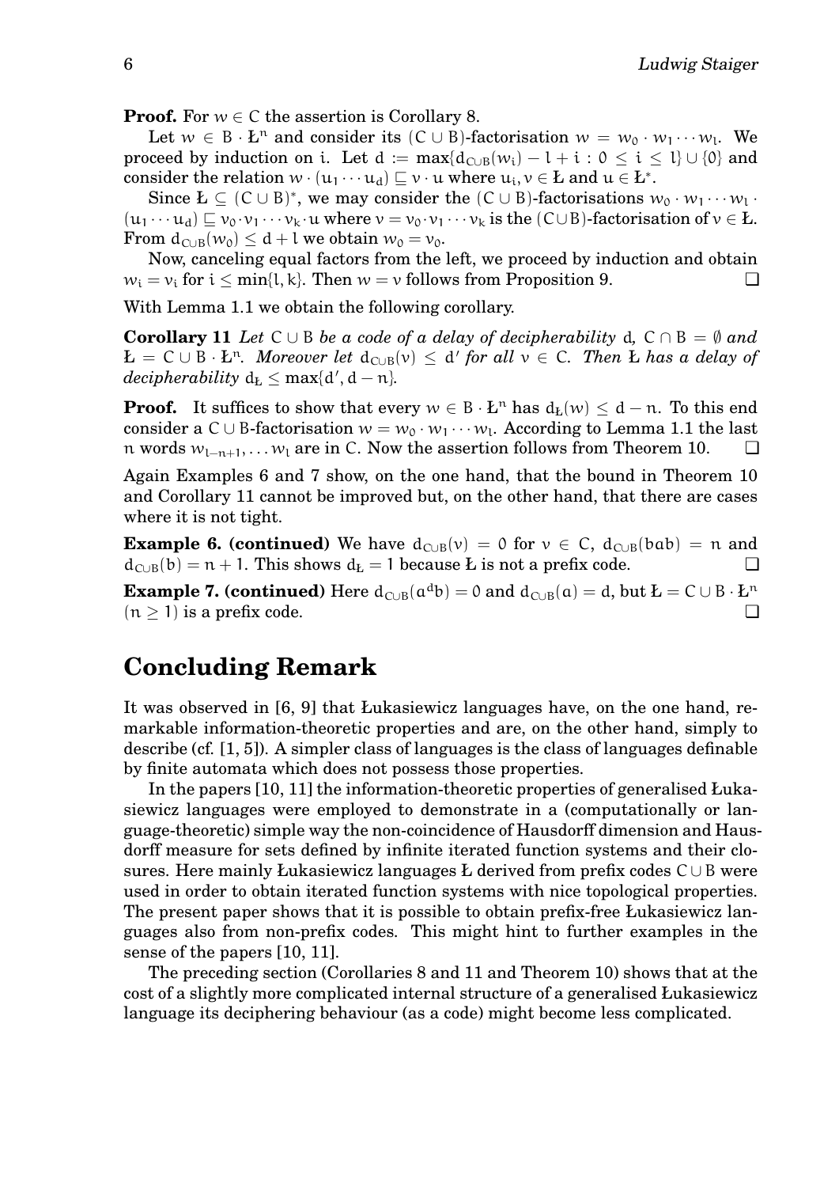**Proof.** For $w \in C$ the assertion is Corollary 8.

Let $w \in B \cdot Ł^n$ and consider its $(C \cup B)$-factorisation $w = w_0 \cdot w_1 \cdots w_l$. We proceed by induction on $i$. Let $d := \max\{d_{C\cup B}(w_i) - l + i : 0 \leq i \leq l\} \cup \{0\}$ and consider the relation $w \cdot (u_1 \cdots u_d) \sqsubseteq v \cdot u$ where $u_i, v \in Ł$ and $u \in Ł^*$.

Since $Ł \subseteq (C \cup B)^*$, we may consider the $(C \cup B)$-factorisations $w_0 \cdot w_1 \cdots w_l \cdot (u_1 \cdots u_d) \sqsubseteq v_0 \cdot v_1 \cdots v_k \cdot u$ where $v = v_0 \cdot v_1 \cdots v_k$ is the $(C \cup B)$-factorisation of $v \in Ł$. From $d_{C\cup B}(w_0) \leq d + l$ we obtain $w_0 = v_0$.

Now, canceling equal factors from the left, we proceed by induction and obtain $w_i = v_i$ for $i \leq \min\{l, k\}$. Then $w = v$ follows from Proposition 9. ❑

With Lemma 1.1 we obtain the following corollary.

**Corollary 11** *Let $C \cup B$ be a code of a delay of decipherability $d$, $C \cap B = \emptyset$ and $Ł = C \cup B \cdot Ł^n$. Moreover let $d_{C\cup B}(v) \leq d'$ for all $v \in C$. Then $Ł$ has a delay of decipherability $d_Ł \leq \max\{d', d - n\}$.*

**Proof.** It suffices to show that every $w \in B \cdot Ł^n$ has $d_Ł(w) \leq d - n$. To this end consider a $C \cup B$-factorisation $w = w_0 \cdot w_1 \cdots w_l$. According to Lemma 1.1 the last $n$ words $w_{l-n+1}, \ldots w_l$ are in $C$. Now the assertion follows from Theorem 10. ❑

Again Examples 6 and 7 show, on the one hand, that the bound in Theorem 10 and Corollary 11 cannot be improved but, on the other hand, that there are cases where it is not tight.

**Example 6. (continued)** We have $d_{C\cup B}(v) = 0$ for $v \in C$, $d_{C\cup B}(bab) = n$ and $d_{C\cup B}(b) = n + 1$. This shows $d_Ł = 1$ because $Ł$ is not a prefix code. ❑

**Example 7. (continued)** Here $d_{C\cup B}(a^d b) = 0$ and $d_{C\cup B}(a) = d$, but $Ł = C \cup B \cdot Ł^n$ $(n \geq 1)$ is a prefix code. ❑

## Concluding Remark

It was observed in [6, 9] that Łukasiewicz languages have, on the one hand, remarkable information-theoretic properties and are, on the other hand, simply to describe (cf. [1, 5]). A simpler class of languages is the class of languages definable by finite automata which does not possess those properties.

In the papers [10, 11] the information-theoretic properties of generalised Łukasiewicz languages were employed to demonstrate in a (computationally or language-theoretic) simple way the non-coincidence of Hausdorff dimension and Hausdorff measure for sets defined by infinite iterated function systems and their closures. Here mainly Łukasiewicz languages $Ł$ derived from prefix codes $C \cup B$ were used in order to obtain iterated function systems with nice topological properties. The present paper shows that it is possible to obtain prefix-free Łukasiewicz languages also from non-prefix codes. This might hint to further examples in the sense of the papers [10, 11].

The preceding section (Corollaries 8 and 11 and Theorem 10) shows that at the cost of a slightly more complicated internal structure of a generalised Łukasiewicz language its deciphering behaviour (as a code) might become less complicated.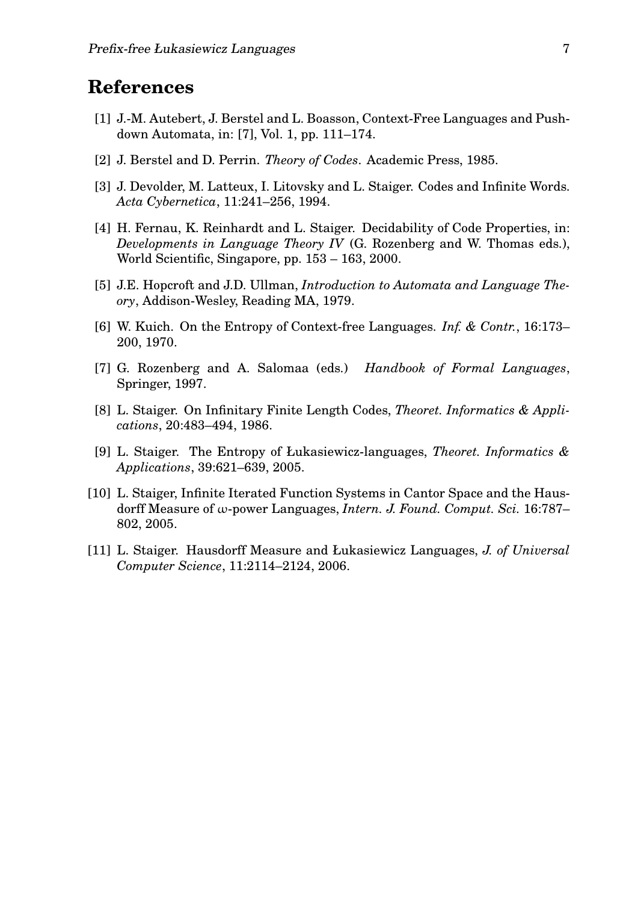## References

[1] J.-M. Autebert, J. Berstel and L. Boasson, Context-Free Languages and Pushdown Automata, in: [7], Vol. 1, pp. 111–174.

[2] J. Berstel and D. Perrin. *Theory of Codes*. Academic Press, 1985.

[3] J. Devolder, M. Latteux, I. Litovsky and L. Staiger. Codes and Infinite Words. *Acta Cybernetica*, 11:241–256, 1994.

[4] H. Fernau, K. Reinhardt and L. Staiger. Decidability of Code Properties, in: *Developments in Language Theory IV* (G. Rozenberg and W. Thomas eds.), World Scientific, Singapore, pp. 153 – 163, 2000.

[5] J.E. Hopcroft and J.D. Ullman, *Introduction to Automata and Language Theory*, Addison-Wesley, Reading MA, 1979.

[6] W. Kuich. On the Entropy of Context-free Languages. *Inf. & Contr.*, 16:173–200, 1970.

[7] G. Rozenberg and A. Salomaa (eds.) *Handbook of Formal Languages*, Springer, 1997.

[8] L. Staiger. On Infinitary Finite Length Codes, *Theoret. Informatics & Applications*, 20:483–494, 1986.

[9] L. Staiger. The Entropy of Łukasiewicz-languages, *Theoret. Informatics & Applications*, 39:621–639, 2005.

[10] L. Staiger, Infinite Iterated Function Systems in Cantor Space and the Hausdorff Measure of $\omega$-power Languages, *Intern. J. Found. Comput. Sci.* 16:787–802, 2005.

[11] L. Staiger. Hausdorff Measure and Łukasiewicz Languages, *J. of Universal Computer Science*, 11:2114–2124, 2006.